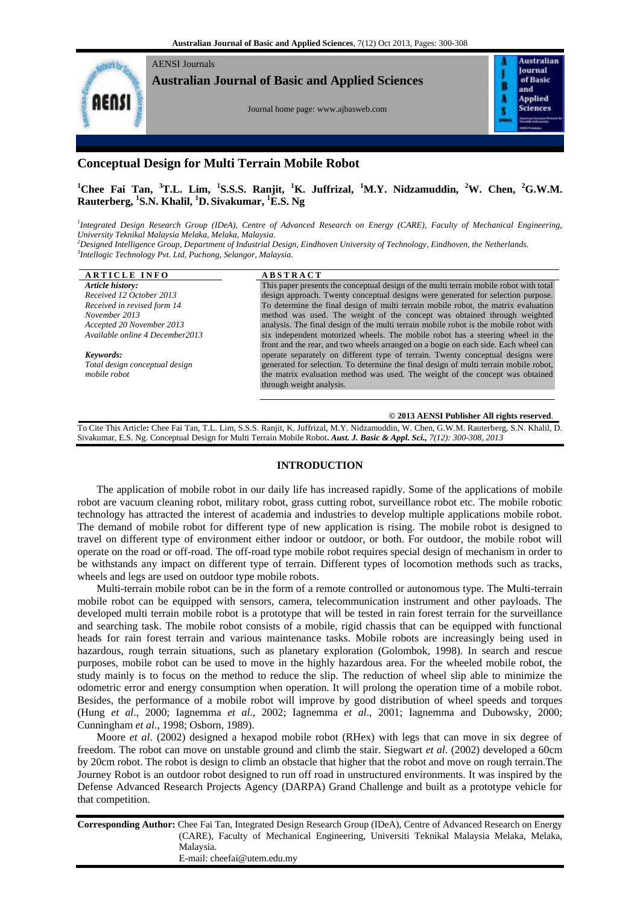AENSI Journals

**Australian Journal of Basic and Applied Sciences**

Journal home page: www.ajbasweb.com

# Conceptual Design for Multi Terrain Mobile Robot

**[1]Chee Fai Tan, [3]T.L. Lim, [1]S.S.S. Ranjit, [1]K. Juffrizal, [1]M.Y. Nidzamuddin, [2]W. Chen, [2]G.W.M. Rauterberg, [1]S.N. Khalil, [1]D. Sivakumar, [1]E.S. Ng**

*[1]Integrated Design Research Group (IDeA), Centre of Advanced Research on Energy (CARE), Faculty of Mechanical Engineering, University Teknikal Malaysia Melaka, Melaka, Malaysia.*
*[2]Designed Intelligence Group, Department of Industrial Design, Eindhoven University of Technology, Eindhoven, the Netherlands.*
*[3]Intellogic Technology Pvt. Ltd, Puchong, Selangor, Malaysia.*

**ARTICLE INFO**

*Article history:*
*Received 12 October 2013*
*Received in revised form 14 November 2013*
*Accepted 20 November 2013*
*Available online 4 December2013*

*Keywords:*
*Total design conceptual design mobile robot*

**ABSTRACT**

This paper presents the conceptual design of the multi terrain mobile robot with total design approach. Twenty conceptual designs were generated for selection purpose. To determine the final design of multi terrain mobile robot, the matrix evaluation method was used. The weight of the concept was obtained through weighted analysis. The final design of the multi terrain mobile robot is the mobile robot with six independent motorized wheels. The mobile robot has a steering wheel in the front and the rear, and two wheels arranged on a bogie on each side. Each wheel can operate separately on different type of terrain. Twenty conceptual designs were generated for selection. To determine the final design of multi terrain mobile robot, the matrix evaluation method was used. The weight of the concept was obtained through weight analysis.

**© 2013 AENSI Publisher All rights reserved.**

To Cite This Article**:** Chee Fai Tan, T.L. Lim, S.S.S. Ranjit, K. Juffrizal, M.Y. Nidzamuddin, W. Chen, G.W.M. Rauterberg, S.N. Khalil, D. Sivakumar, E.S. Ng. Conceptual Design for Multi Terrain Mobile Robot**.** ***Aust. J. Basic & Appl. Sci.,*** *7(12): 300-308, 2013*

## INTRODUCTION

The application of mobile robot in our daily life has increased rapidly. Some of the applications of mobile robot are vacuum cleaning robot, military robot, grass cutting robot, surveillance robot etc. The mobile robotic technology has attracted the interest of academia and industries to develop multiple applications mobile robot. The demand of mobile robot for different type of new application is rising. The mobile robot is designed to travel on different type of environment either indoor or outdoor, or both. For outdoor, the mobile robot will operate on the road or off-road. The off-road type mobile robot requires special design of mechanism in order to be withstands any impact on different type of terrain. Different types of locomotion methods such as tracks, wheels and legs are used on outdoor type mobile robots.

Multi-terrain mobile robot can be in the form of a remote controlled or autonomous type. The Multi-terrain mobile robot can be equipped with sensors, camera, telecommunication instrument and other payloads. The developed multi terrain mobile robot is a prototype that will be tested in rain forest terrain for the surveillance and searching task. The mobile robot consists of a mobile, rigid chassis that can be equipped with functional heads for rain forest terrain and various maintenance tasks. Mobile robots are increasingly being used in hazardous, rough terrain situations, such as planetary exploration (Golombok, 1998). In search and rescue purposes, mobile robot can be used to move in the highly hazardous area. For the wheeled mobile robot, the study mainly is to focus on the method to reduce the slip. The reduction of wheel slip able to minimize the odometric error and energy consumption when operation. It will prolong the operation time of a mobile robot. Besides, the performance of a mobile robot will improve by good distribution of wheel speeds and torques (Hung *et al*., 2000; Iagnemma *et al*., 2002; Iagnemma *et al*., 2001; Iagnemma and Dubowsky, 2000; Cunningham *et al*., 1998; Osborn, 1989).

Moore *et al*. (2002) designed a hexapod mobile robot (RHex) with legs that can move in six degree of freedom. The robot can move on unstable ground and climb the stair. Siegwart *et al*. (2002) developed a 60cm by 20cm robot. The robot is design to climb an obstacle that higher that the robot and move on rough terrain.The Journey Robot is an outdoor robot designed to run off road in unstructured environments. It was inspired by the Defense Advanced Research Projects Agency (DARPA) Grand Challenge and built as a prototype vehicle for that competition.

**Corresponding Author:** Chee Fai Tan, Integrated Design Research Group (IDeA), Centre of Advanced Research on Energy (CARE), Faculty of Mechanical Engineering, Universiti Teknikal Malaysia Melaka, Melaka, Malaysia.
E-mail: cheefai@utem.edu.my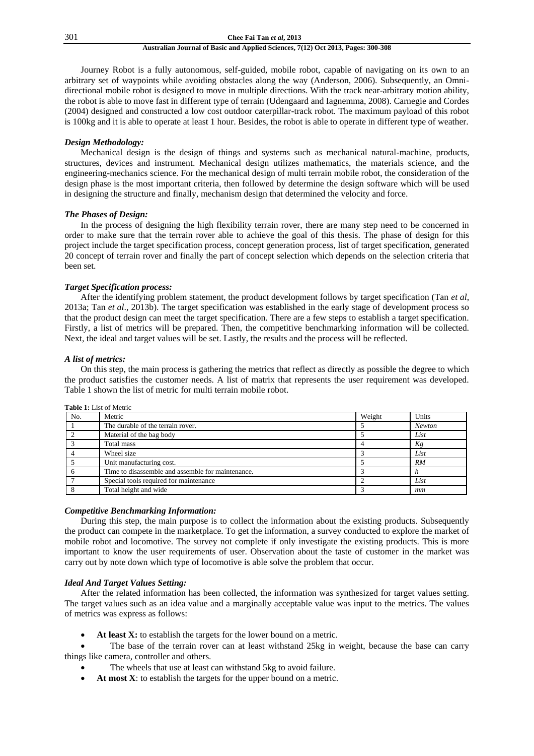Journey Robot is a fully autonomous, self-guided, mobile robot, capable of navigating on its own to an arbitrary set of waypoints while avoiding obstacles along the way (Anderson, 2006). Subsequently, an Omni-directional mobile robot is designed to move in multiple directions. With the track near-arbitrary motion ability, the robot is able to move fast in different type of terrain (Udengaard and Iagnemma, 2008). Carnegie and Cordes (2004) designed and constructed a low cost outdoor caterpillar-track robot. The maximum payload of this robot is 100kg and it is able to operate at least 1 hour. Besides, the robot is able to operate in different type of weather.

### *Design Methodology:*

Mechanical design is the design of things and systems such as mechanical natural-machine, products, structures, devices and instrument. Mechanical design utilizes mathematics, the materials science, and the engineering-mechanics science. For the mechanical design of multi terrain mobile robot, the consideration of the design phase is the most important criteria, then followed by determine the design software which will be used in designing the structure and finally, mechanism design that determined the velocity and force.

### *The Phases of Design:*

In the process of designing the high flexibility terrain rover, there are many step need to be concerned in order to make sure that the terrain rover able to achieve the goal of this thesis. The phase of design for this project include the target specification process, concept generation process, list of target specification, generated 20 concept of terrain rover and finally the part of concept selection which depends on the selection criteria that been set.

### *Target Specification process:*

After the identifying problem statement, the product development follows by target specification (Tan *et al*, 2013a; Tan *et al*., 2013b). The target specification was established in the early stage of development process so that the product design can meet the target specification. There are a few steps to establish a target specification. Firstly, a list of metrics will be prepared. Then, the competitive benchmarking information will be collected. Next, the ideal and target values will be set. Lastly, the results and the process will be reflected.

### *A list of metrics:*

On this step, the main process is gathering the metrics that reflect as directly as possible the degree to which the product satisfies the customer needs. A list of matrix that represents the user requirement was developed. Table 1 shown the list of metric for multi terrain mobile robot.

**Table 1:** List of Metric

| No. | Metric | Weight | Units |
|---|---|---|---|
| 1 | The durable of the terrain rover. | 5 | *Newton* |
| 2 | Material of the bag body | 5 | *List* |
| 3 | Total mass | 4 | *Kg* |
| 4 | Wheel size | 3 | *List* |
| 5 | Unit manufacturing cost. | 5 | *RM* |
| 6 | Time to disassemble and assemble for maintenance. | 3 | *h* |
| 7 | Special tools required for maintenance | 2 | *List* |
| 8 | Total height and wide | 3 | *mm* |

### *Competitive Benchmarking Information:*

During this step, the main purpose is to collect the information about the existing products. Subsequently the product can compete in the marketplace. To get the information, a survey conducted to explore the market of mobile robot and locomotive. The survey not complete if only investigate the existing products. This is more important to know the user requirements of user. Observation about the taste of customer in the market was carry out by note down which type of locomotive is able solve the problem that occur.

### *Ideal And Target Values Setting:*

After the related information has been collected, the information was synthesized for target values setting. The target values such as an idea value and a marginally acceptable value was input to the metrics. The values of metrics was express as follows:

- **At least X:** to establish the targets for the lower bound on a metric.
- The base of the terrain rover can at least withstand 25kg in weight, because the base can carry things like camera, controller and others.
- The wheels that use at least can withstand 5kg to avoid failure.
- **At most X**: to establish the targets for the upper bound on a metric.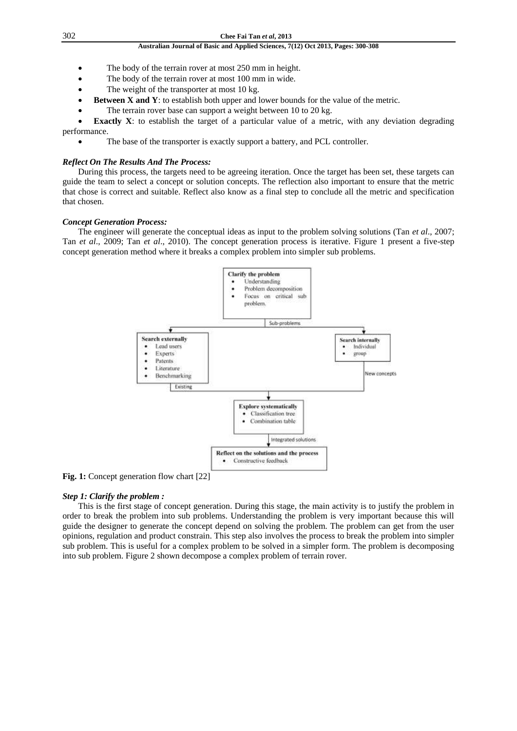- The body of the terrain rover at most 250 mm in height.
- The body of the terrain rover at most 100 mm in wide.
- The weight of the transporter at most 10 kg.
- **Between X and Y**: to establish both upper and lower bounds for the value of the metric.
- The terrain rover base can support a weight between 10 to 20 kg.
- **Exactly X**: to establish the target of a particular value of a metric, with any deviation degrading performance.
- The base of the transporter is exactly support a battery, and PCL controller.

### *Reflect On The Results And The Process:*

During this process, the targets need to be agreeing iteration. Once the target has been set, these targets can guide the team to select a concept or solution concepts. The reflection also important to ensure that the metric that chose is correct and suitable. Reflect also know as a final step to conclude all the metric and specification that chosen.

### *Concept Generation Process:*

The engineer will generate the conceptual ideas as input to the problem solving solutions (Tan *et al*., 2007; Tan *et al*., 2009; Tan *et al*., 2010). The concept generation process is iterative. Figure 1 present a five-step concept generation method where it breaks a complex problem into simpler sub problems.

**Fig. 1:** Concept generation flow chart [22]

### *Step 1: Clarify the problem :*

This is the first stage of concept generation. During this stage, the main activity is to justify the problem in order to break the problem into sub problems. Understanding the problem is very important because this will guide the designer to generate the concept depend on solving the problem. The problem can get from the user opinions, regulation and product constrain. This step also involves the process to break the problem into simpler sub problem. This is useful for a complex problem to be solved in a simpler form. The problem is decomposing into sub problem. Figure 2 shown decompose a complex problem of terrain rover.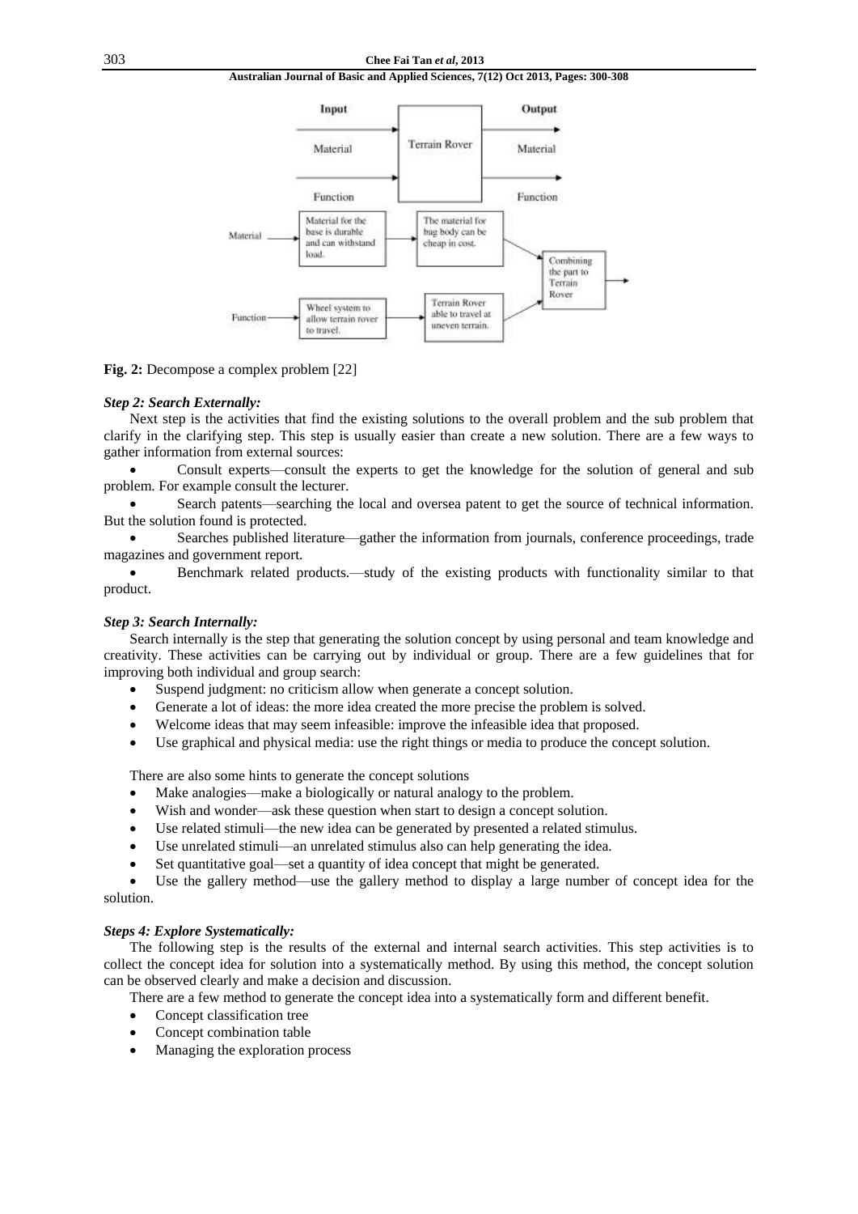**Fig. 2:** Decompose a complex problem [22]

### *Step 2: Search Externally:*

Next step is the activities that find the existing solutions to the overall problem and the sub problem that clarify in the clarifying step. This step is usually easier than create a new solution. There are a few ways to gather information from external sources:

- Consult experts—consult the experts to get the knowledge for the solution of general and sub problem. For example consult the lecturer.
- Search patents—searching the local and oversea patent to get the source of technical information. But the solution found is protected.
- Searches published literature—gather the information from journals, conference proceedings, trade magazines and government report.
- Benchmark related products.—study of the existing products with functionality similar to that product.

### *Step 3: Search Internally:*

Search internally is the step that generating the solution concept by using personal and team knowledge and creativity. These activities can be carrying out by individual or group. There are a few guidelines that for improving both individual and group search:

- Suspend judgment: no criticism allow when generate a concept solution.
- Generate a lot of ideas: the more idea created the more precise the problem is solved.
- Welcome ideas that may seem infeasible: improve the infeasible idea that proposed.
- Use graphical and physical media: use the right things or media to produce the concept solution.

There are also some hints to generate the concept solutions

- Make analogies—make a biologically or natural analogy to the problem.
- Wish and wonder—ask these question when start to design a concept solution.
- Use related stimuli—the new idea can be generated by presented a related stimulus.
- Use unrelated stimuli—an unrelated stimulus also can help generating the idea.
- Set quantitative goal—set a quantity of idea concept that might be generated.
- Use the gallery method—use the gallery method to display a large number of concept idea for the solution.

### *Steps 4: Explore Systematically:*

The following step is the results of the external and internal search activities. This step activities is to collect the concept idea for solution into a systematically method. By using this method, the concept solution can be observed clearly and make a decision and discussion.

There are a few method to generate the concept idea into a systematically form and different benefit.

- Concept classification tree
- Concept combination table
- Managing the exploration process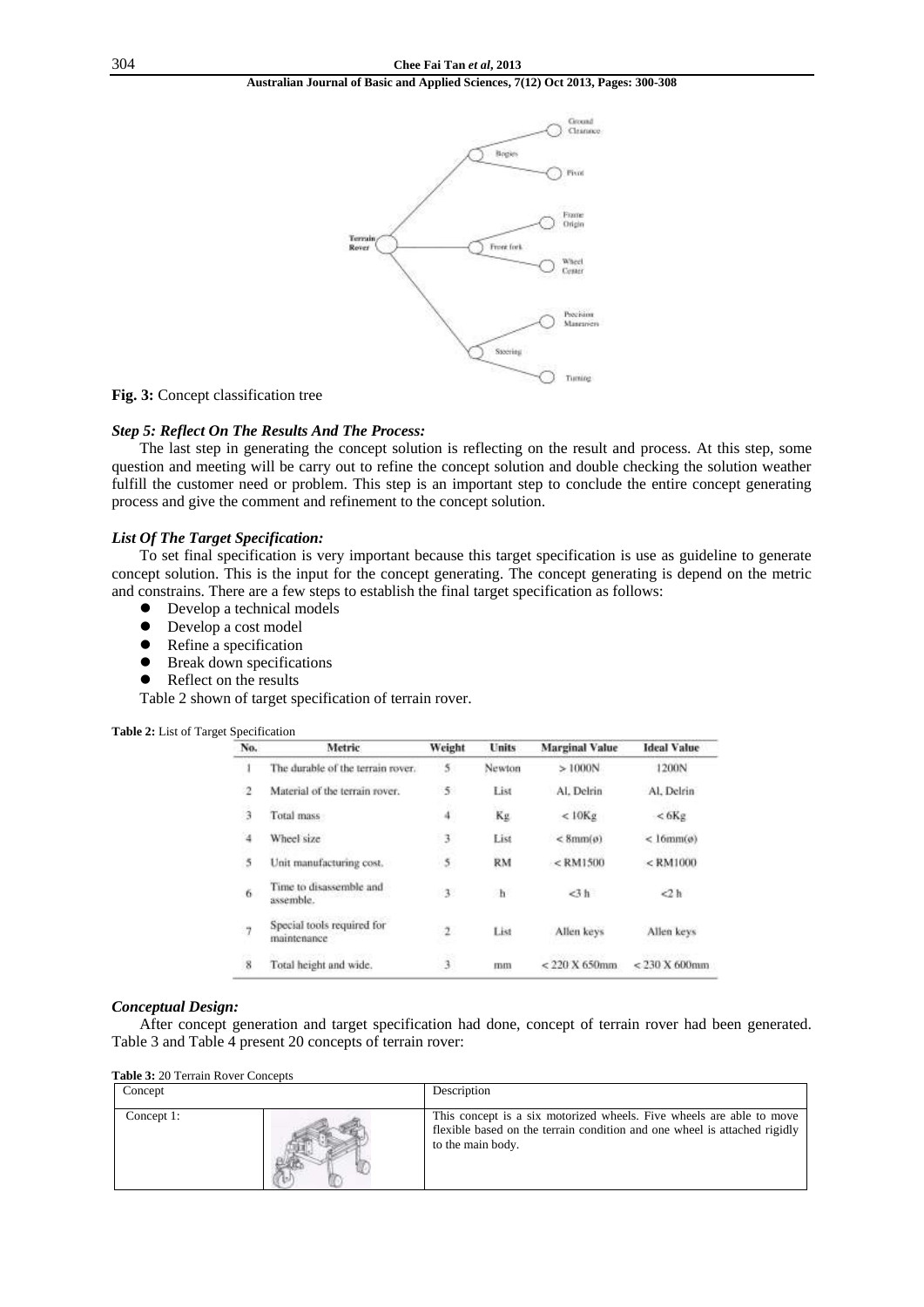**Fig. 3:** Concept classification tree

### *Step 5: Reflect On The Results And The Process:*

The last step in generating the concept solution is reflecting on the result and process. At this step, some question and meeting will be carry out to refine the concept solution and double checking the solution weather fulfill the customer need or problem. This step is an important step to conclude the entire concept generating process and give the comment and refinement to the concept solution.

### *List Of The Target Specification:*

To set final specification is very important because this target specification is use as guideline to generate concept solution. This is the input for the concept generating. The concept generating is depend on the metric and constrains. There are a few steps to establish the final target specification as follows:

- Develop a technical models
- Develop a cost model
- Refine a specification
- Break down specifications
- Reflect on the results

Table 2 shown of target specification of terrain rover.

**Table 2:** List of Target Specification

| No. | Metric | Weight | Units | Marginal Value | Ideal Value |
|---|---|---|---|---|---|
| 1 | The durable of the terrain rover. | 5 | Newton | > 1000N | 1200N |
| 2 | Material of the terrain rover. | 5 | List | Al, Delrin | Al, Delrin |
| 3 | Total mass | 4 | Kg | < 10Kg | < 6Kg |
| 4 | Wheel size | 3 | List | < 8mm(ø) | < 16mm(ø) |
| 5 | Unit manufacturing cost. | 5 | RM | < RM1500 | < RM1000 |
| 6 | Time to disassemble and assemble. | 3 | h | <3 h | <2 h |
| 7 | Special tools required for maintenance | 2 | List | Allen keys | Allen keys |
| 8 | Total height and wide. | 3 | mm | < 220 X 650mm | < 230 X 600mm |

### *Conceptual Design:*

After concept generation and target specification had done, concept of terrain rover had been generated. Table 3 and Table 4 present 20 concepts of terrain rover:

**Table 3:** 20 Terrain Rover Concepts

| Concept | | Description |
|---|---|---|
| Concept 1: | | This concept is a six motorized wheels. Five wheels are able to move flexible based on the terrain condition and one wheel is attached rigidly to the main body. |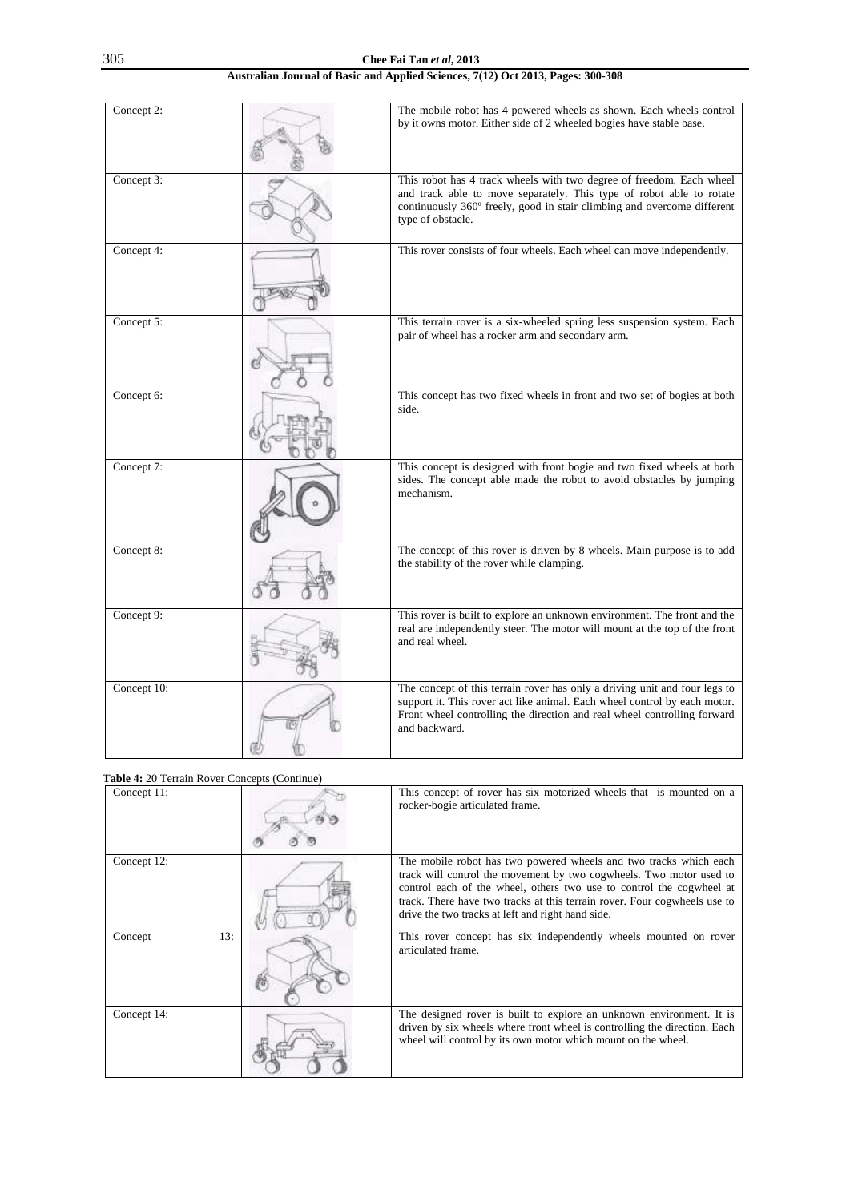| | | |
|---|---|---|
| Concept 2: | | The mobile robot has 4 powered wheels as shown. Each wheels control by it owns motor. Either side of 2 wheeled bogies have stable base. |
| Concept 3: | | This robot has 4 track wheels with two degree of freedom. Each wheel and track able to move separately. This type of robot able to rotate continuously 360º freely, good in stair climbing and overcome different type of obstacle. |
| Concept 4: | | This rover consists of four wheels. Each wheel can move independently. |
| Concept 5: | | This terrain rover is a six-wheeled spring less suspension system. Each pair of wheel has a rocker arm and secondary arm. |
| Concept 6: | | This concept has two fixed wheels in front and two set of bogies at both side. |
| Concept 7: | | This concept is designed with front bogie and two fixed wheels at both sides. The concept able made the robot to avoid obstacles by jumping mechanism. |
| Concept 8: | | The concept of this rover is driven by 8 wheels. Main purpose is to add the stability of the rover while clamping. |
| Concept 9: | | This rover is built to explore an unknown environment. The front and the real are independently steer. The motor will mount at the top of the front and real wheel. |
| Concept 10: | | The concept of this terrain rover has only a driving unit and four legs to support it. This rover act like animal. Each wheel control by each motor. Front wheel controlling the direction and real wheel controlling forward and backward. |

**Table 4:** 20 Terrain Rover Concepts (Continue)

| | | |
|---|---|---|
| Concept 11: | | This concept of rover has six motorized wheels that is mounted on a rocker-bogie articulated frame. |
| Concept 12: | | The mobile robot has two powered wheels and two tracks which each track will control the movement by two cogwheels. Two motor used to control each of the wheel, others two use to control the cogwheel at track. There have two tracks at this terrain rover. Four cogwheels use to drive the two tracks at left and right hand side. |
| Concept 13: | | This rover concept has six independently wheels mounted on rover articulated frame. |
| Concept 14: | | The designed rover is built to explore an unknown environment. It is driven by six wheels where front wheel is controlling the direction. Each wheel will control by its own motor which mount on the wheel. |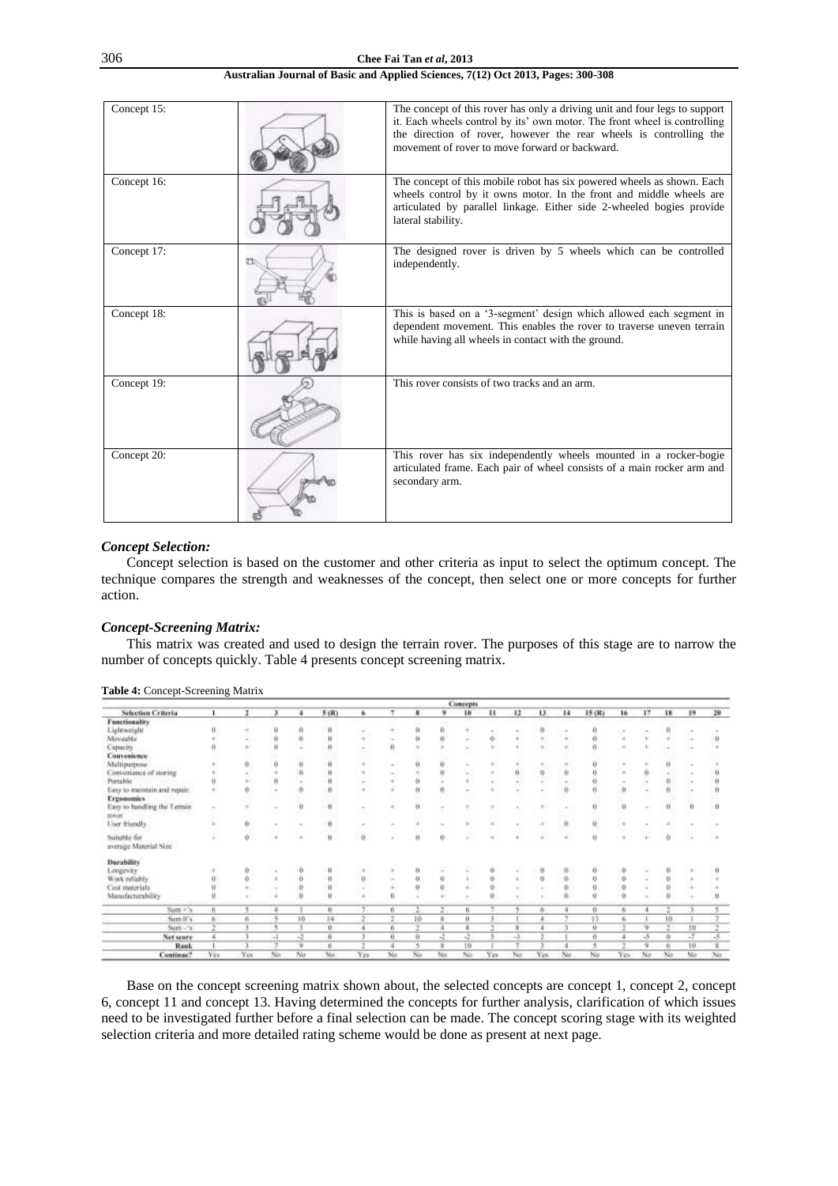| | | |
|---|---|---|
| Concept 15: | | The concept of this rover has only a driving unit and four legs to support it. Each wheels control by its' own motor. The front wheel is controlling the direction of rover, however the rear wheels is controlling the movement of rover to move forward or backward. |
| Concept 16: | | The concept of this mobile robot has six powered wheels as shown. Each wheels control by it owns motor. In the front and middle wheels are articulated by parallel linkage. Either side 2-wheeled bogies provide lateral stability. |
| Concept 17: | | The designed rover is driven by 5 wheels which can be controlled independently. |
| Concept 18: | | This is based on a '3-segment' design which allowed each segment in dependent movement. This enables the rover to traverse uneven terrain while having all wheels in contact with the ground. |
| Concept 19: | | This rover consists of two tracks and an arm. |
| Concept 20: | | This rover has six independently wheels mounted in a rocker-bogie articulated frame. Each pair of wheel consists of a main rocker arm and secondary arm. |

### *Concept Selection:*

Concept selection is based on the customer and other criteria as input to select the optimum concept. The technique compares the strength and weaknesses of the concept, then select one or more concepts for further action.

### *Concept-Screening Matrix:*

This matrix was created and used to design the terrain rover. The purposes of this stage are to narrow the number of concepts quickly. Table 4 presents concept screening matrix.

**Table 4:** Concept-Screening Matrix

| | Concepts | | | | | | | | | | | | | | | | | | | |
|---|---|---|---|---|---|---|---|---|---|---|---|---|---|---|---|---|---|---|---|---|
| **Selection Criteria** | **1** | **2** | **3** | **4** | **5 (R)** | **6** | **7** | **8** | **9** | **10** | **11** | **12** | **13** | **14** | **15 (R)** | **16** | **17** | **18** | **19** | **20** |
| **Functionality** | | | | | | | | | | | | | | | | | | | | |
| Lightweight | 0 | - | 0 | 0 | 0 | - | + | 0 | 0 | + | - | - | 0 | - | 0 | - | - | 0 | - | - |
| Moveable | + | - | 0 | 0 | 0 | + | - | 0 | 0 | - | 0 | + | + | + | 0 | + | + | + | - | 0 |
| Capacity | 0 | + | 0 | - | 0 | - | 0 | + | + | - | + | + | + | + | 0 | + | + | - | - | + |
| **Convenience** | | | | | | | | | | | | | | | | | | | | |
| Multipurpose | + | 0 | 0 | 0 | 0 | + | - | 0 | 0 | - | + | + | + | + | 0 | + | + | 0 | - | + |
| Convenience of storing | + | - | + | 0 | 0 | + | - | + | 0 | - | + | 0 | 0 | 0 | 0 | + | 0 | - | - | 0 |
| Portable | 0 | + | 0 | - | 0 | - | + | 0 | - | + | - | - | - | - | 0 | - | - | 0 | - | 0 |
| Easy to maintain and repair. | + | 0 | - | 0 | 0 | + | + | 0 | 0 | - | + | - | - | 0 | 0 | 0 | - | 0 | - | 0 |
| **Ergonomics** | | | | | | | | | | | | | | | | | | | | |
| Easy to handling the Terrain rover | - | + | - | 0 | 0 | - | + | 0 | - | + | + | - | + | - | 0 | 0 | - | 0 | 0 | 0 |
| User friendly | + | 0 | - | - | 0 | - | - | + | - | + | + | - | + | 0 | 0 | + | - | + | - | - |
| Suitable for average Material Size | - | 0 | + | + | 0 | 0 | - | 0 | 0 | - | + | + | + | + | 0 | + | + | 0 | - | + |
| **Durability** | | | | | | | | | | | | | | | | | | | | |
| Longevity | + | 0 | - | 0 | 0 | + | + | 0 | - | - | 0 | - | 0 | 0 | 0 | 0 | - | 0 | + | 0 |
| Work reliably | 0 | 0 | + | 0 | 0 | 0 | - | 0 | 0 | + | 0 | + | 0 | 0 | 0 | 0 | - | 0 | + | + |
| Cost materials | 0 | + | - | 0 | 0 | - | + | 0 | 0 | + | 0 | - | - | 0 | 0 | 0 | - | 0 | + | + |
| Manufacturability | 0 | - | + | 0 | 0 | + | 0 | - | + | - | 0 | - | - | 0 | 0 | 0 | - | 0 | - | 0 |
| Sum +'s | 6 | 5 | 4 | 1 | 0 | 7 | 6 | 2 | 2 | 6 | 7 | 5 | 6 | 4 | 0 | 6 | 4 | 2 | 3 | 5 |
| Sum 0's | 6 | 6 | 5 | 10 | 14 | 2 | 2 | 10 | 8 | 8 | 5 | 1 | 4 | 7 | 13 | 6 | 1 | 10 | 1 | 7 |
| Sum -'s | 2 | 3 | 5 | 3 | 0 | 4 | 6 | 2 | 4 | 8 | 2 | 8 | 4 | 3 | 0 | 2 | 9 | 2 | 10 | 2 |
| **Net score** | 4 | 3 | -1 | -2 | 0 | 3 | 0 | 0 | -2 | -2 | 5 | -3 | 2 | 1 | 0 | 4 | -5 | 0 | -7 | -5 |
| **Rank** | 1 | 3 | 7 | 9 | 6 | 2 | 4 | 5 | 8 | 10 | 1 | 7 | 3 | 4 | 5 | 2 | 9 | 6 | 10 | 8 |
| **Continue?** | Yes | Yes | No | No | No | Yes | No | No | No | No | Yes | No | Yes | No | No | Yes | No | No | No | No |

Base on the concept screening matrix shown about, the selected concepts are concept 1, concept 2, concept 6, concept 11 and concept 13. Having determined the concepts for further analysis, clarification of which issues need to be investigated further before a final selection can be made. The concept scoring stage with its weighted selection criteria and more detailed rating scheme would be done as present at next page.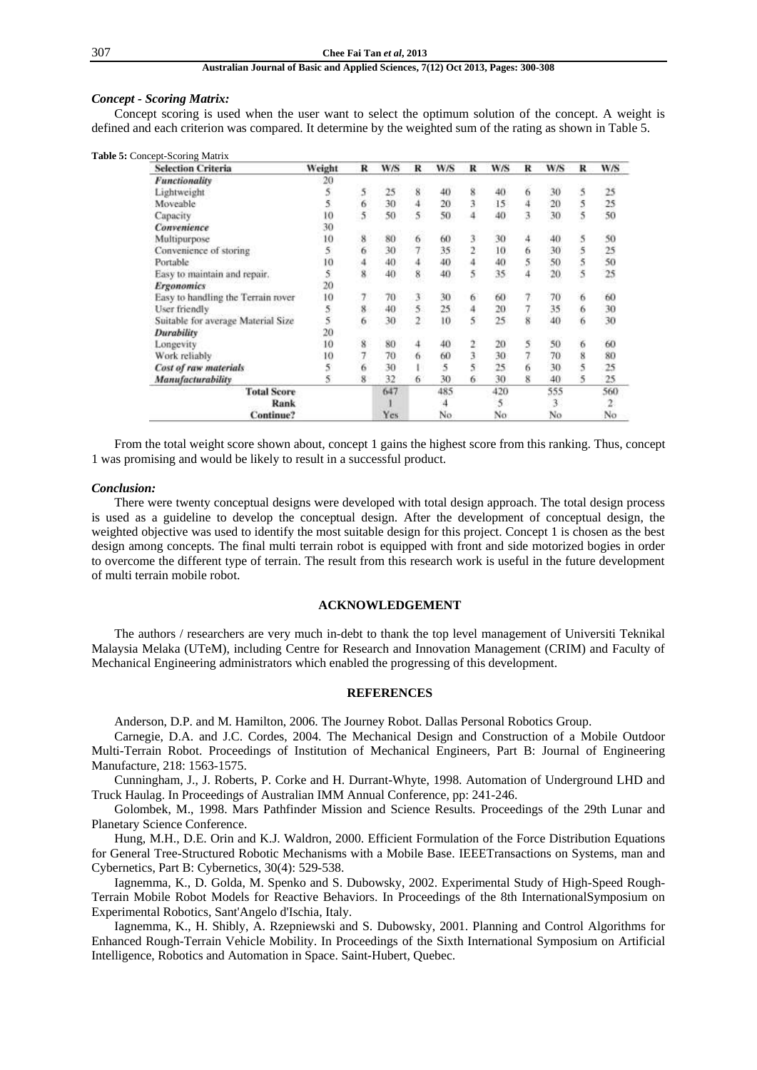### *Concept - Scoring Matrix:*

Concept scoring is used when the user want to select the optimum solution of the concept. A weight is defined and each criterion was compared. It determine by the weighted sum of the rating as shown in Table 5.

**Table 5:** Concept-Scoring Matrix

| Selection Criteria | Weight | R | W/S | R | W/S | R | W/S | R | W/S | R | W/S |
|---|---|---|---|---|---|---|---|---|---|---|---|
| ***Functionality*** | 20 | | | | | | | | | | |
| Lightweight | 5 | 5 | 25 | 8 | 40 | 8 | 40 | 6 | 30 | 5 | 25 |
| Moveable | 5 | 6 | 30 | 4 | 20 | 3 | 15 | 4 | 20 | 5 | 25 |
| Capacity | 10 | 5 | 50 | 5 | 50 | 4 | 40 | 3 | 30 | 5 | 50 |
| ***Convenience*** | 30 | | | | | | | | | | |
| Multipurpose | 10 | 8 | 80 | 6 | 60 | 3 | 30 | 4 | 40 | 5 | 50 |
| Convenience of storing | 5 | 6 | 30 | 7 | 35 | 2 | 10 | 6 | 30 | 5 | 25 |
| Portable | 10 | 4 | 40 | 4 | 40 | 4 | 40 | 5 | 50 | 5 | 50 |
| Easy to maintain and repair. | 5 | 8 | 40 | 8 | 40 | 5 | 35 | 4 | 20 | 5 | 25 |
| ***Ergonomics*** | 20 | | | | | | | | | | |
| Easy to handling the Terrain rover | 10 | 7 | 70 | 3 | 30 | 6 | 60 | 7 | 70 | 6 | 60 |
| User friendly | 5 | 8 | 40 | 5 | 25 | 4 | 20 | 7 | 35 | 6 | 30 |
| Suitable for average Material Size | 5 | 6 | 30 | 2 | 10 | 5 | 25 | 8 | 40 | 6 | 30 |
| ***Durability*** | 20 | | | | | | | | | | |
| Longevity | 10 | 8 | 80 | 4 | 40 | 2 | 20 | 5 | 50 | 6 | 60 |
| Work reliably | 10 | 7 | 70 | 6 | 60 | 3 | 30 | 7 | 70 | 8 | 80 |
| ***Cost of raw materials*** | 5 | 6 | 30 | 1 | 5 | 5 | 25 | 6 | 30 | 5 | 25 |
| ***Manufacturability*** | 5 | 8 | 32 | 6 | 30 | 6 | 30 | 8 | 40 | 5 | 25 |
| **Total Score** | | | 647 | | 485 | | 420 | | 555 | | 560 |
| **Rank** | | | 1 | | 4 | | 5 | | 3 | | 2 |
| **Continue?** | | | Yes | | No | | No | | No | | No |

From the total weight score shown about, concept 1 gains the highest score from this ranking. Thus, concept 1 was promising and would be likely to result in a successful product.

### *Conclusion:*

There were twenty conceptual designs were developed with total design approach. The total design process is used as a guideline to develop the conceptual design. After the development of conceptual design, the weighted objective was used to identify the most suitable design for this project. Concept 1 is chosen as the best design among concepts. The final multi terrain robot is equipped with front and side motorized bogies in order to overcome the different type of terrain. The result from this research work is useful in the future development of multi terrain mobile robot.

## ACKNOWLEDGEMENT

The authors / researchers are very much in-debt to thank the top level management of Universiti Teknikal Malaysia Melaka (UTeM), including Centre for Research and Innovation Management (CRIM) and Faculty of Mechanical Engineering administrators which enabled the progressing of this development.

## REFERENCES

Anderson, D.P. and M. Hamilton, 2006. The Journey Robot. Dallas Personal Robotics Group.

Carnegie, D.A. and J.C. Cordes, 2004. The Mechanical Design and Construction of a Mobile Outdoor Multi-Terrain Robot. Proceedings of Institution of Mechanical Engineers, Part B: Journal of Engineering Manufacture, 218: 1563-1575.

Cunningham, J., J. Roberts, P. Corke and H. Durrant-Whyte, 1998. Automation of Underground LHD and Truck Haulag. In Proceedings of Australian IMM Annual Conference, pp: 241-246.

Golombek, M., 1998. Mars Pathfinder Mission and Science Results. Proceedings of the 29th Lunar and Planetary Science Conference.

Hung, M.H., D.E. Orin and K.J. Waldron, 2000. Efficient Formulation of the Force Distribution Equations for General Tree-Structured Robotic Mechanisms with a Mobile Base. IEEETransactions on Systems, man and Cybernetics, Part B: Cybernetics, 30(4): 529-538.

Iagnemma, K., D. Golda, M. Spenko and S. Dubowsky, 2002. Experimental Study of High-Speed Rough-Terrain Mobile Robot Models for Reactive Behaviors. In Proceedings of the 8th InternationalSymposium on Experimental Robotics, Sant'Angelo d'Ischia, Italy.

Iagnemma, K., H. Shibly, A. Rzepniewski and S. Dubowsky, 2001. Planning and Control Algorithms for Enhanced Rough-Terrain Vehicle Mobility. In Proceedings of the Sixth International Symposium on Artificial Intelligence, Robotics and Automation in Space. Saint-Hubert, Quebec.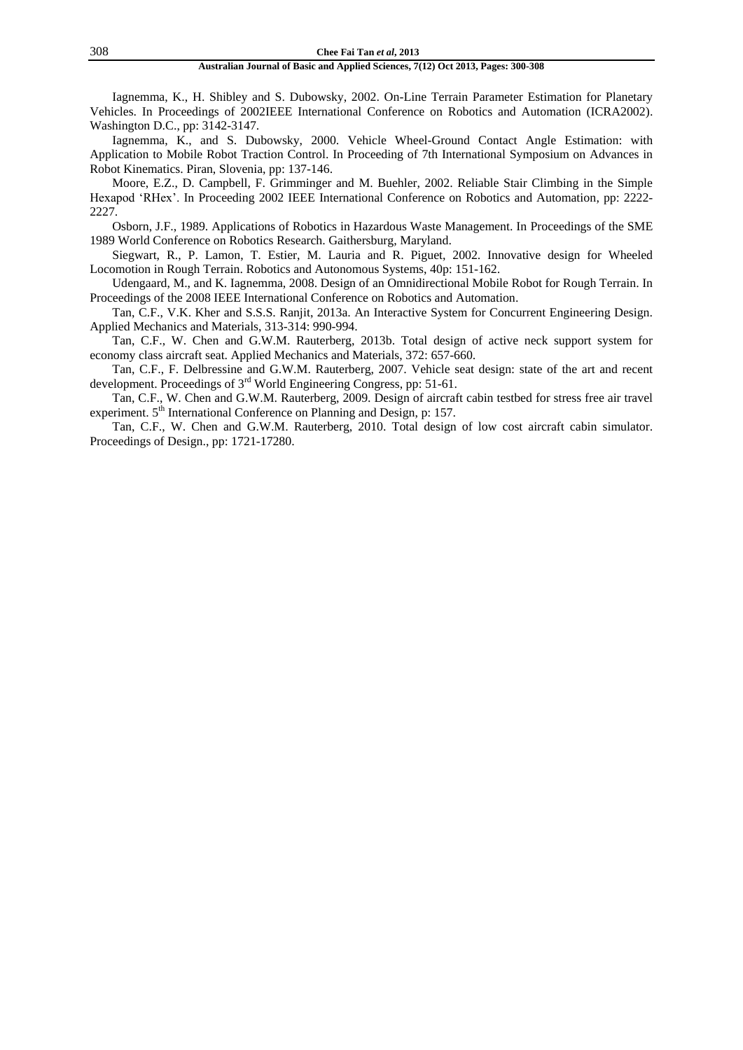Iagnemma, K., H. Shibley and S. Dubowsky, 2002. On-Line Terrain Parameter Estimation for Planetary Vehicles. In Proceedings of 2002IEEE International Conference on Robotics and Automation (ICRA2002). Washington D.C., pp: 3142-3147.

Iagnemma, K., and S. Dubowsky, 2000. Vehicle Wheel-Ground Contact Angle Estimation: with Application to Mobile Robot Traction Control. In Proceeding of 7th International Symposium on Advances in Robot Kinematics. Piran, Slovenia, pp: 137-146.

Moore, E.Z., D. Campbell, F. Grimminger and M. Buehler, 2002. Reliable Stair Climbing in the Simple Hexapod 'RHex'. In Proceeding 2002 IEEE International Conference on Robotics and Automation, pp: 2222-2227.

Osborn, J.F., 1989. Applications of Robotics in Hazardous Waste Management. In Proceedings of the SME 1989 World Conference on Robotics Research. Gaithersburg, Maryland.

Siegwart, R., P. Lamon, T. Estier, M. Lauria and R. Piguet, 2002. Innovative design for Wheeled Locomotion in Rough Terrain. Robotics and Autonomous Systems, 40p: 151-162.

Udengaard, M., and K. Iagnemma, 2008. Design of an Omnidirectional Mobile Robot for Rough Terrain. In Proceedings of the 2008 IEEE International Conference on Robotics and Automation.

Tan, C.F., V.K. Kher and S.S.S. Ranjit, 2013a. An Interactive System for Concurrent Engineering Design. Applied Mechanics and Materials, 313-314: 990-994.

Tan, C.F., W. Chen and G.W.M. Rauterberg, 2013b. Total design of active neck support system for economy class aircraft seat. Applied Mechanics and Materials, 372: 657-660.

Tan, C.F., F. Delbressine and G.W.M. Rauterberg, 2007. Vehicle seat design: state of the art and recent development. Proceedings of 3rd World Engineering Congress, pp: 51-61.

Tan, C.F., W. Chen and G.W.M. Rauterberg, 2009. Design of aircraft cabin testbed for stress free air travel experiment. 5th International Conference on Planning and Design, p: 157.

Tan, C.F., W. Chen and G.W.M. Rauterberg, 2010. Total design of low cost aircraft cabin simulator. Proceedings of Design., pp: 1721-17280.